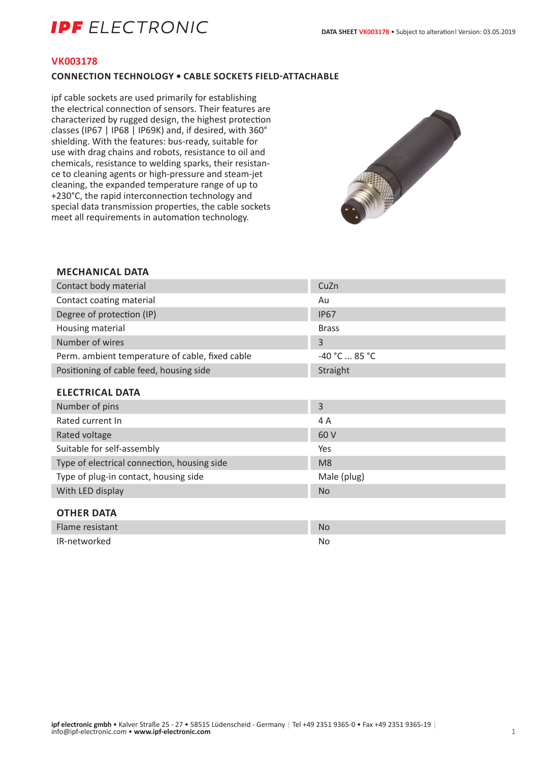# VK003178

## CONNECTION TECHNOLOGY • CABLE SOCKETS FIELD-ATTACHABLE

ipf cable sockets are used primarily for establishing the electrical connection of sensors. Their features are characterized by rugged design, the highest protection classes (IP67 | IP68 | IP69K) and, if desired, with 360° shielding. With the features: bus-ready, suitable for use with drag chains and robots, resistance to oil and chemicals, resistance to welding sparks, their resistance to cleaning agents or high-pressure and steam-jet cleaning, the expanded temperature range of up to +230°C, the rapid interconnection technology and special data transmission properties, the cable sockets meet all requirements in automation technology.

### MECHANICAL DATA

| | |
|---|---|
| Contact body material | CuZn |
| Contact coating material | Au |
| Degree of protection (IP) | IP67 |
| Housing material | Brass |
| Number of wires | 3 |
| Perm. ambient temperature of cable, fixed cable | -40 °C ... 85 °C |
| Positioning of cable feed, housing side | Straight |

### ELECTRICAL DATA

| | |
|---|---|
| Number of pins | 3 |
| Rated current In | 4 A |
| Rated voltage | 60 V |
| Suitable for self-assembly | Yes |
| Type of electrical connection, housing side | M8 |
| Type of plug-in contact, housing side | Male (plug) |
| With LED display | No |

### OTHER DATA

| | |
|---|---|
| Flame resistant | No |
| IR-networked | No |

**ipf electronic gmbh** • Kalver Straße 25 - 27 • 58515 Lüdenscheid - Germany | Tel +49 2351 9365-0 • Fax +49 2351 9365-19 | info@ipf-electronic.com • **www.ipf-electronic.com**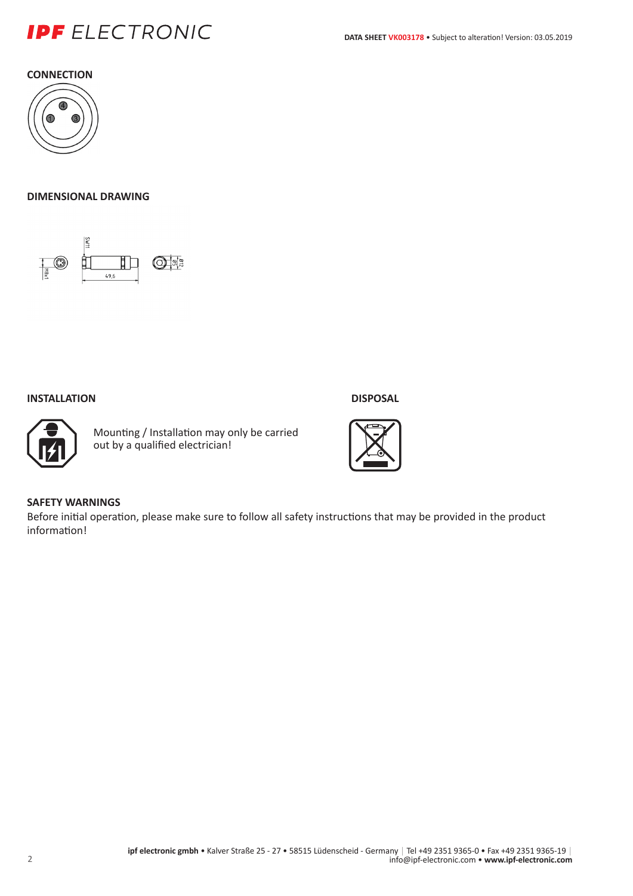## CONNECTION

## DIMENSIONAL DRAWING

SW11

M8x1

49,6

Ø5

Ø12

## INSTALLATION

Mounting / Installation may only be carried out by a qualified electrician!

## DISPOSAL

## SAFETY WARNINGS

Before initial operation, please make sure to follow all safety instructions that may be provided in the product information!